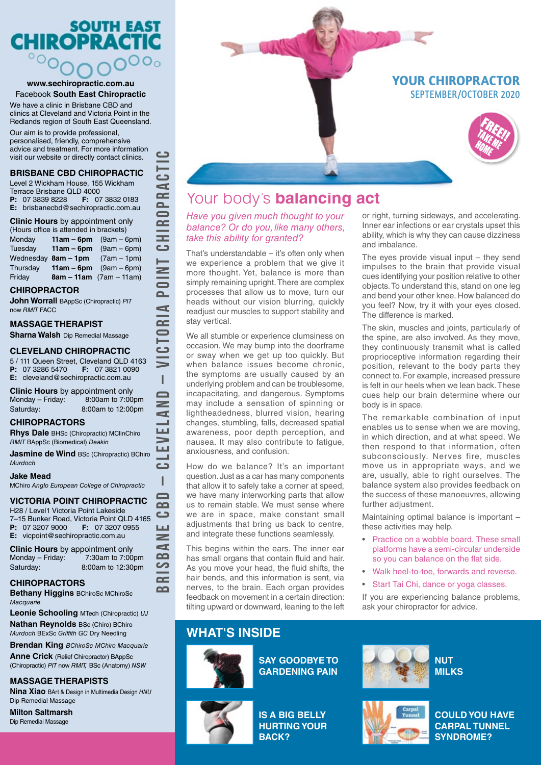# SOUTH EAST CHIROPRACTIC

**www.sechiropractic.com.au**
Facebook **South East Chiropractic**

We have a clinic in Brisbane CBD and clinics at Cleveland and Victoria Point in the Redlands region of South East Queensland.

Our aim is to provide professional, personalised, friendly, comprehensive advice and treatment. For more information visit our website or directly contact clinics.

## BRISBANE CBD CHIROPRACTIC

Level 2 Wickham House, 155 Wickham Terrace Brisbane QLD 4000
**P:** 07 3839 8228 **F:** 07 3832 0183
**E:** brisbanecbd@sechiropractic.com.au

**Clinic Hours** by appointment only
(Hours office is attended in brackets)

| | | |
|---|---|---|
| Monday | **11am – 6pm** | (9am – 6pm) |
| Tuesday | **11am – 6pm** | (9am – 6pm) |
| Wednesday | **8am – 1pm** | (7am – 1pm) |
| Thursday | **11am – 6pm** | (9am – 6pm) |
| Friday | **8am – 11am** | (7am – 11am) |

### CHIROPRACTOR

**John Worrall** BAppSc (Chiropractic) *PIT* now *RMIT* FACC

### MASSAGE THERAPIST

**Sharna Walsh** Dip Remedial Massage

## CLEVELAND CHIROPRACTIC

5 / 111 Queen Street, Cleveland QLD 4163
**P:** 07 3286 5470 **F:** 07 3821 0090
**E:** cleveland@sechiropractic.com.au

**Clinic Hours** by appointment only

| | |
|---|---|
| Monday – Friday: | 8:00am to 7:00pm |
| Saturday: | 8:00am to 12:00pm |

### CHIROPRACTORS

**Rhys Dale** BHSc (Chiropractic) MClinChiro *RMIT* BAppSc (Biomedical) *Deakin*

**Jasmine de Wind** BSc (Chiropractic) BChiro *Murdoch*

**Jake Mead** MChiro *Anglo European College of Chiropractic*

## VICTORIA POINT CHIROPRACTIC

H28 / Level1 Victoria Point Lakeside
7–15 Bunker Road, Victoria Point QLD 4165
**P:** 07 3207 9000 **F:** 07 3207 0955
**E:** vicpoint@sechiropractic.com.au

**Clinic Hours** by appointment only

| | |
|---|---|
| Monday – Friday: | 7:30am to 7:00pm |
| Saturday: | 8:00am to 12:30pm |

### CHIROPRACTORS

**Bethany Higgins** BChiroSc MChiroSc *Macquarie*

**Leonie Schooling** MTech (Chiropractic) *UJ*

**Nathan Reynolds** BSc (Chiro) BChiro *Murdoch* BExSc *Griffith GC* Dry Needling

**Brendan King** *BChiroSc MChiro Macquarie*

**Anne Crick** (Relief Chiropractor) BAppSc (Chiropractic) *PIT* now *RMIT,* BSc (Anatomy) *NSW*

### MASSAGE THERAPISTS

**Nina Xiao** BArt & Design in Multimedia Design *HNU* Dip Remedial Massage

**Milton Saltmarsh** Dip Remedial Massage

BRISBANE CBD – CLEVELAND – VICTORIA POINT CHIROPRACTIC

**YOUR CHIROPRACTOR**
SEPTEMBER/OCTOBER 2020

FREE!! TAKE ME HOME

# Your body's **balancing act**

*Have you given much thought to your balance? Or do you, like many others, take this ability for granted?*

That's understandable – it's often only when we experience a problem that we give it more thought. Yet, balance is more than simply remaining upright. There are complex processes that allow us to move, turn our heads without our vision blurring, quickly readjust our muscles to support stability and stay vertical.

We all stumble or experience clumsiness on occasion. We may bump into the doorframe or sway when we get up too quickly. But when balance issues become chronic, the symptoms are usually caused by an underlying problem and can be troublesome, incapacitating, and dangerous. Symptoms may include a sensation of spinning or lightheadedness, blurred vision, hearing changes, stumbling, falls, decreased spatial awareness, poor depth perception, and nausea. It may also contribute to fatigue, anxiousness, and confusion.

How do we balance? It's an important question. Just as a car has many components that allow it to safely take a corner at speed, we have many interworking parts that allow us to remain stable. We must sense where we are in space, make constant small adjustments that bring us back to centre, and integrate these functions seamlessly.

This begins within the ears. The inner ear has small organs that contain fluid and hair. As you move your head, the fluid shifts, the hair bends, and this information is sent, via nerves, to the brain. Each organ provides feedback on movement in a certain direction: tilting upward or downward, leaning to the left or right, turning sideways, and accelerating. Inner ear infections or ear crystals upset this ability, which is why they can cause dizziness and imbalance.

The eyes provide visual input – they send impulses to the brain that provide visual cues identifying your position relative to other objects. To understand this, stand on one leg and bend your other knee. How balanced do you feel? Now, try it with your eyes closed. The difference is marked.

The skin, muscles and joints, particularly of the spine, are also involved. As they move, they continuously transmit what is called proprioceptive information regarding their position, relevant to the body parts they connect to. For example, increased pressure is felt in our heels when we lean back. These cues help our brain determine where our body is in space.

The remarkable combination of input enables us to sense when we are moving, in which direction, and at what speed. We then respond to that information, often subconsciously. Nerves fire, muscles move us in appropriate ways, and we are, usually, able to right ourselves. The balance system also provides feedback on the success of these manoeuvres, allowing further adjustment.

Maintaining optimal balance is important – these activities may help.

- Practice on a wobble board. These small platforms have a semi-circular underside so you can balance on the flat side.
- Walk heel-to-toe, forwards and reverse.
- Start Tai Chi, dance or yoga classes.

If you are experiencing balance problems, ask your chiropractor for advice.

## WHAT'S INSIDE

- **SAY GOODBYE TO GARDENING PAIN**
- **NUT MILKS**
- **IS A BIG BELLY HURTING YOUR BACK?**
- **COULD YOU HAVE CARPAL TUNNEL SYNDROME?**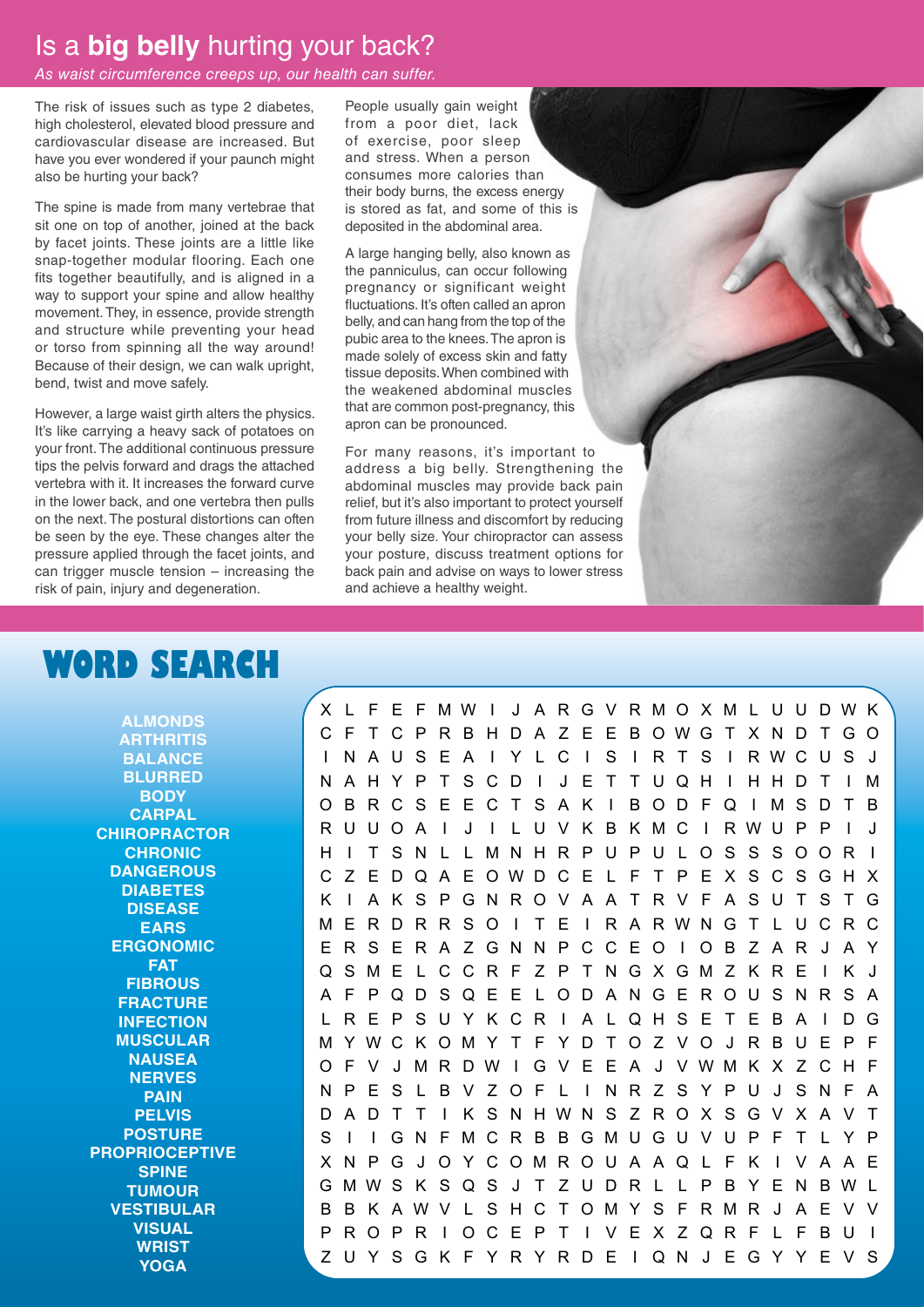# Is a **big belly** hurting your back?

*As waist circumference creeps up, our health can suffer.*

The risk of issues such as type 2 diabetes, high cholesterol, elevated blood pressure and cardiovascular disease are increased. But have you ever wondered if your paunch might also be hurting your back?

The spine is made from many vertebrae that sit one on top of another, joined at the back by facet joints. These joints are a little like snap-together modular flooring. Each one fits together beautifully, and is aligned in a way to support your spine and allow healthy movement. They, in essence, provide strength and structure while preventing your head or torso from spinning all the way around! Because of their design, we can walk upright, bend, twist and move safely.

However, a large waist girth alters the physics. It's like carrying a heavy sack of potatoes on your front. The additional continuous pressure tips the pelvis forward and drags the attached vertebra with it. It increases the forward curve in the lower back, and one vertebra then pulls on the next. The postural distortions can often be seen by the eye. These changes alter the pressure applied through the facet joints, and can trigger muscle tension – increasing the risk of pain, injury and degeneration.

People usually gain weight from a poor diet, lack of exercise, poor sleep and stress. When a person consumes more calories than their body burns, the excess energy is stored as fat, and some of this is deposited in the abdominal area.

A large hanging belly, also known as the panniculus, can occur following pregnancy or significant weight fluctuations. It's often called an apron belly, and can hang from the top of the pubic area to the knees. The apron is made solely of excess skin and fatty tissue deposits. When combined with the weakened abdominal muscles that are common post-pregnancy, this apron can be pronounced.

For many reasons, it's important to address a big belly. Strengthening the abdominal muscles may provide back pain relief, but it's also important to protect yourself from future illness and discomfort by reducing your belly size. Your chiropractor can assess your posture, discuss treatment options for back pain and advise on ways to lower stress and achieve a healthy weight.

## WORD SEARCH

- ALMONDS
- ARTHRITIS
- BALANCE
- BLURRED
- BODY
- CARPAL
- CHIROPRACTOR
- CHRONIC
- DANGEROUS
- DIABETES
- DISEASE
- EARS
- ERGONOMIC
- FAT
- FIBROUS
- FRACTURE
- INFECTION
- MUSCULAR
- NAUSEA
- NERVES
- PAIN
- PELVIS
- POSTURE
- PROPRIOCEPTIVE
- SPINE
- TUMOUR
- VESTIBULAR
- VISUAL
- WRIST
- YOGA

```
X L F E F M W I J A R G V R M O X M L U U D W K
C F T C P R B H D A Z E E B O W G T X N D T G O
I N A U S E A I Y L C I S I R T S I R W C U S J
N A H Y P T S C D I J E T T U Q H I H H D T I M
O B R C S E E C T S A K I B O D F Q I M S D T B
R U U O A I J I L U V K B K M C I R W U P P I J
H I T S N L L M N H R P U P U L O S S S O O R I
C Z E D Q A E O W D C E L F T P E X S C S G H X
K I A K S P G N R O V A A T R V F A S U T S T G
M E R D R R S O I T E I R A R W N G T L U C R C
E R S E R A Z G N N P C C E O I O B Z A R J A Y
Q S M E L C C R F Z P T N G X G M Z K R E I K J
A F P Q D S Q E E L O D A N G E R O U S N R S A
L R E P S U Y K C R I A L Q H S E T E B A I D G
M Y W C K O M Y T F Y D T O Z V O J R B U E P F
O F V J M R D W I G V E E A J V W M K X Z C H F
N P E S L B V Z O F L I N R Z S Y P U J S N F A
D A D T T I K S N H W N S Z R O X S G V X A V T
S I I G N F M C R B B G M U G U V U P F T L Y P
X N P G J O Y C O M R O U A A Q L F K I V A A E
G M W S K S Q S J T Z U D R L L P B Y E N B W L
B B K A W V L S H C T O M Y S F R M R J A E V V
P R O P R I O C E P T I V E X Z Q R F L F B U I
Z U Y S G K F Y R Y R D E I Q N J E G Y Y E V S
```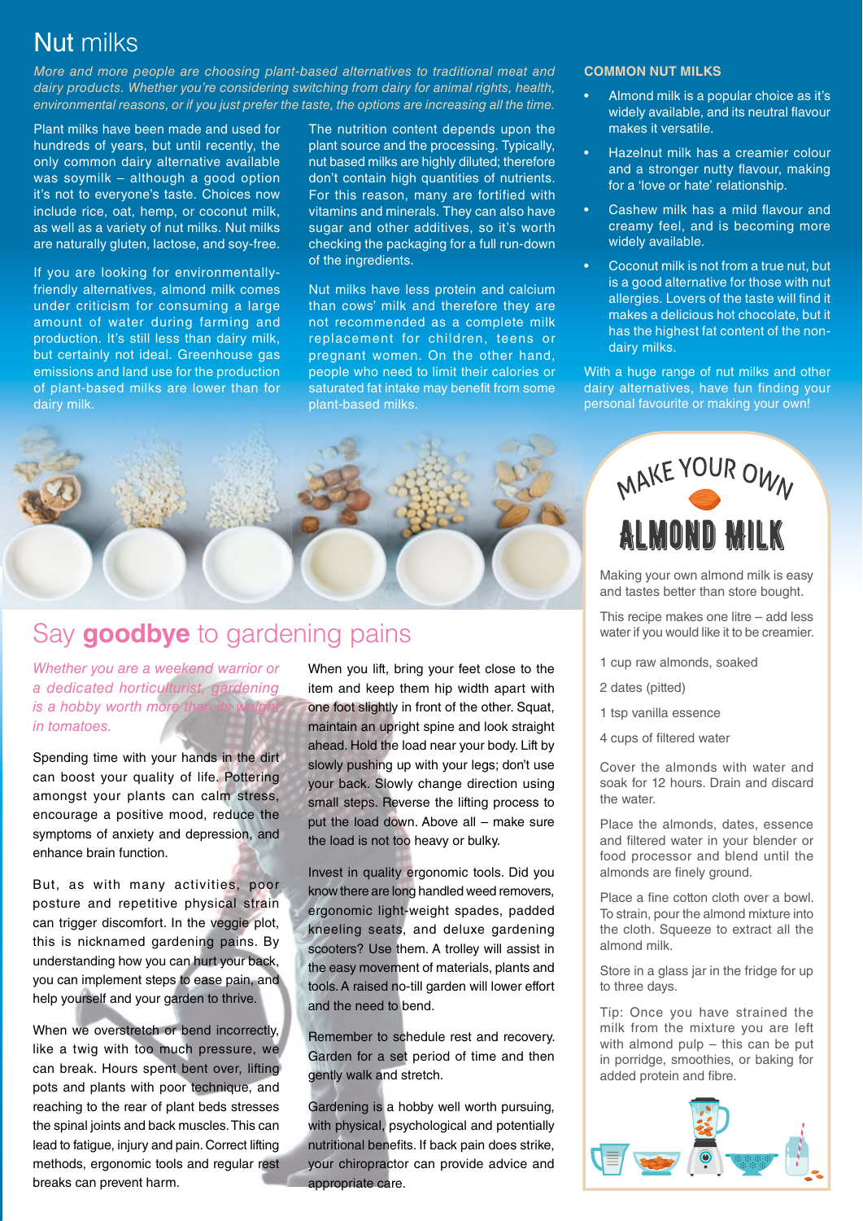# Nut milks

*More and more people are choosing plant-based alternatives to traditional meat and dairy products. Whether you're considering switching from dairy for animal rights, health, environmental reasons, or if you just prefer the taste, the options are increasing all the time.*

Plant milks have been made and used for hundreds of years, but until recently, the only common dairy alternative available was soymilk – although a good option it's not to everyone's taste. Choices now include rice, oat, hemp, or coconut milk, as well as a variety of nut milks. Nut milks are naturally gluten, lactose, and soy-free.

If you are looking for environmentally-friendly alternatives, almond milk comes under criticism for consuming a large amount of water during farming and production. It's still less than dairy milk, but certainly not ideal. Greenhouse gas emissions and land use for the production of plant-based milks are lower than for dairy milk.

The nutrition content depends upon the plant source and the processing. Typically, nut based milks are highly diluted; therefore don't contain high quantities of nutrients. For this reason, many are fortified with vitamins and minerals. They can also have sugar and other additives, so it's worth checking the packaging for a full run-down of the ingredients.

Nut milks have less protein and calcium than cows' milk and therefore they are not recommended as a complete milk replacement for children, teens or pregnant women. On the other hand, people who need to limit their calories or saturated fat intake may benefit from some plant-based milks.

### COMMON NUT MILKS

- Almond milk is a popular choice as it's widely available, and its neutral flavour makes it versatile.
- Hazelnut milk has a creamier colour and a stronger nutty flavour, making for a 'love or hate' relationship.
- Cashew milk has a mild flavour and creamy feel, and is becoming more widely available.
- Coconut milk is not from a true nut, but is a good alternative for those with nut allergies. Lovers of the taste will find it makes a delicious hot chocolate, but it has the highest fat content of the non-dairy milks.

With a huge range of nut milks and other dairy alternatives, have fun finding your personal favourite or making your own!

### MAKE YOUR OWN ALMOND MILK

Making your own almond milk is easy and tastes better than store bought.

This recipe makes one litre – add less water if you would like it to be creamier.

- 1 cup raw almonds, soaked
- 2 dates (pitted)
- 1 tsp vanilla essence
- 4 cups of filtered water

Cover the almonds with water and soak for 12 hours. Drain and discard the water.

Place the almonds, dates, essence and filtered water in your blender or food processor and blend until the almonds are finely ground.

Place a fine cotton cloth over a bowl. To strain, pour the almond mixture into the cloth. Squeeze to extract all the almond milk.

Store in a glass jar in the fridge for up to three days.

Tip: Once you have strained the milk from the mixture you are left with almond pulp – this can be put in porridge, smoothies, or baking for added protein and fibre.

# Say **goodbye** to gardening pains

*Whether you are a weekend warrior or a dedicated horticulturist, gardening is a hobby worth more than its weight in tomatoes.*

Spending time with your hands in the dirt can boost your quality of life. Pottering amongst your plants can calm stress, encourage a positive mood, reduce the symptoms of anxiety and depression, and enhance brain function.

But, as with many activities, poor posture and repetitive physical strain can trigger discomfort. In the veggie plot, this is nicknamed gardening pains. By understanding how you can hurt your back, you can implement steps to ease pain, and help yourself and your garden to thrive.

When we overstretch or bend incorrectly, like a twig with too much pressure, we can break. Hours spent bent over, lifting pots and plants with poor technique, and reaching to the rear of plant beds stresses the spinal joints and back muscles. This can lead to fatigue, injury and pain. Correct lifting methods, ergonomic tools and regular rest breaks can prevent harm.

When you lift, bring your feet close to the item and keep them hip width apart with one foot slightly in front of the other. Squat, maintain an upright spine and look straight ahead. Hold the load near your body. Lift by slowly pushing up with your legs; don't use your back. Slowly change direction using small steps. Reverse the lifting process to put the load down. Above all – make sure the load is not too heavy or bulky.

Invest in quality ergonomic tools. Did you know there are long handled weed removers, ergonomic light-weight spades, padded kneeling seats, and deluxe gardening scooters? Use them. A trolley will assist in the easy movement of materials, plants and tools. A raised no-till garden will lower effort and the need to bend.

Remember to schedule rest and recovery. Garden for a set period of time and then gently walk and stretch.

Gardening is a hobby well worth pursuing, with physical, psychological and potentially nutritional benefits. If back pain does strike, your chiropractor can provide advice and appropriate care.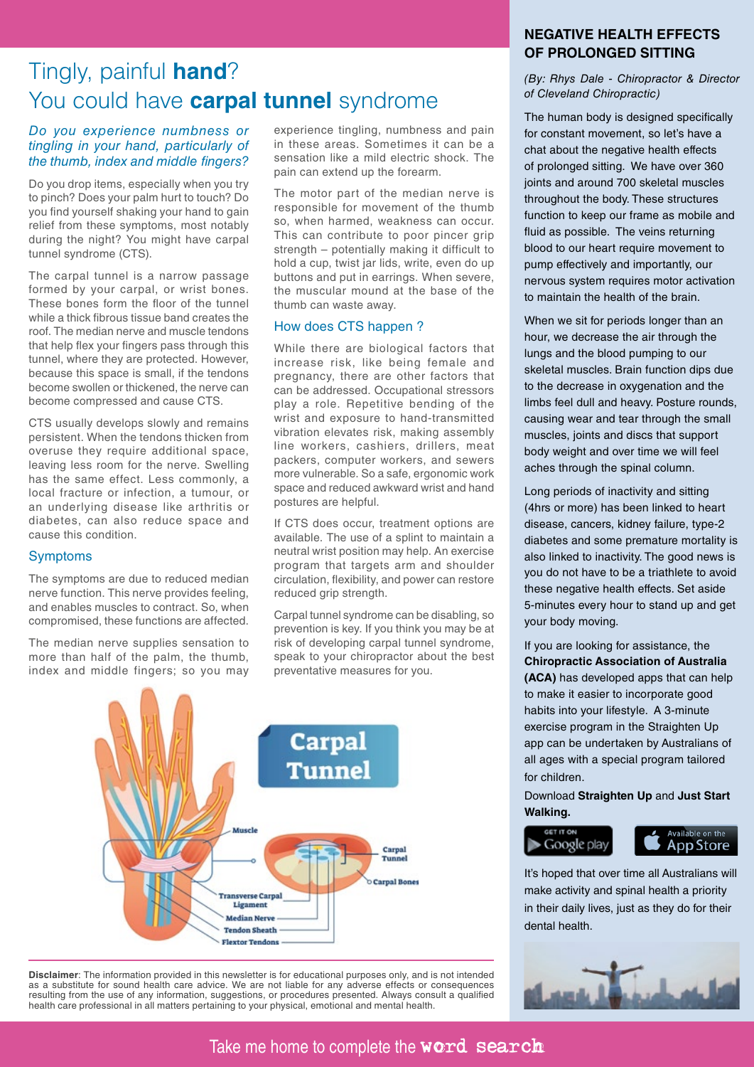# Tingly, painful **hand**? You could have **carpal tunnel** syndrome

*Do you experience numbness or tingling in your hand, particularly of the thumb, index and middle fingers?*

Do you drop items, especially when you try to pinch? Does your palm hurt to touch? Do you find yourself shaking your hand to gain relief from these symptoms, most notably during the night? You might have carpal tunnel syndrome (CTS).

The carpal tunnel is a narrow passage formed by your carpal, or wrist bones. These bones form the floor of the tunnel while a thick fibrous tissue band creates the roof. The median nerve and muscle tendons that help flex your fingers pass through this tunnel, where they are protected. However, because this space is small, if the tendons become swollen or thickened, the nerve can become compressed and cause CTS.

CTS usually develops slowly and remains persistent. When the tendons thicken from overuse they require additional space, leaving less room for the nerve. Swelling has the same effect. Less commonly, a local fracture or infection, a tumour, or an underlying disease like arthritis or diabetes, can also reduce space and cause this condition.

## Symptoms

The symptoms are due to reduced median nerve function. This nerve provides feeling, and enables muscles to contract. So, when compromised, these functions are affected.

The median nerve supplies sensation to more than half of the palm, the thumb, index and middle fingers; so you may experience tingling, numbness and pain in these areas. Sometimes it can be a sensation like a mild electric shock. The pain can extend up the forearm.

The motor part of the median nerve is responsible for movement of the thumb so, when harmed, weakness can occur. This can contribute to poor pincer grip strength – potentially making it difficult to hold a cup, twist jar lids, write, even do up buttons and put in earrings. When severe, the muscular mound at the base of the thumb can waste away.

## How does CTS happen ?

While there are biological factors that increase risk, like being female and pregnancy, there are other factors that can be addressed. Occupational stressors play a role. Repetitive bending of the wrist and exposure to hand-transmitted vibration elevates risk, making assembly line workers, cashiers, drillers, meat packers, computer workers, and sewers more vulnerable. So a safe, ergonomic work space and reduced awkward wrist and hand postures are helpful.

If CTS does occur, treatment options are available. The use of a splint to maintain a neutral wrist position may help. An exercise program that targets arm and shoulder circulation, flexibility, and power can restore reduced grip strength.

Carpal tunnel syndrome can be disabling, so prevention is key. If you think you may be at risk of developing carpal tunnel syndrome, speak to your chiropractor about the best preventative measures for you.

Carpal Tunnel

Muscle
Carpal Tunnel
Carpal Bones
Transverse Carpal Ligament
Median Nerve
Tendon Sheath
Flextor Tendons

**Disclaimer**: The information provided in this newsletter is for educational purposes only, and is not intended as a substitute for sound health care advice. We are not liable for any adverse effects or consequences resulting from the use of any information, suggestions, or procedures presented. Always consult a qualified health care professional in all matters pertaining to your physical, emotional and mental health.

## NEGATIVE HEALTH EFFECTS OF PROLONGED SITTING

*(By: Rhys Dale - Chiropractor & Director of Cleveland Chiropractic)*

The human body is designed specifically for constant movement, so let's have a chat about the negative health effects of prolonged sitting. We have over 360 joints and around 700 skeletal muscles throughout the body. These structures function to keep our frame as mobile and fluid as possible. The veins returning blood to our heart require movement to pump effectively and importantly, our nervous system requires motor activation to maintain the health of the brain.

When we sit for periods longer than an hour, we decrease the air through the lungs and the blood pumping to our skeletal muscles. Brain function dips due to the decrease in oxygenation and the limbs feel dull and heavy. Posture rounds, causing wear and tear through the small muscles, joints and discs that support body weight and over time we will feel aches through the spinal column.

Long periods of inactivity and sitting (4hrs or more) has been linked to heart disease, cancers, kidney failure, type-2 diabetes and some premature mortality is also linked to inactivity. The good news is you do not have to be a triathlete to avoid these negative health effects. Set aside 5-minutes every hour to stand up and get your body moving.

If you are looking for assistance, the **Chiropractic Association of Australia (ACA)** has developed apps that can help to make it easier to incorporate good habits into your lifestyle. A 3-minute exercise program in the Straighten Up app can be undertaken by Australians of all ages with a special program tailored for children.

Download **Straighten Up** and **Just Start Walking.**

GET IT ON Google play

Available on the App Store

It's hoped that over time all Australians will make activity and spinal health a priority in their daily lives, just as they do for their dental health.

Take me home to complete the **word search**